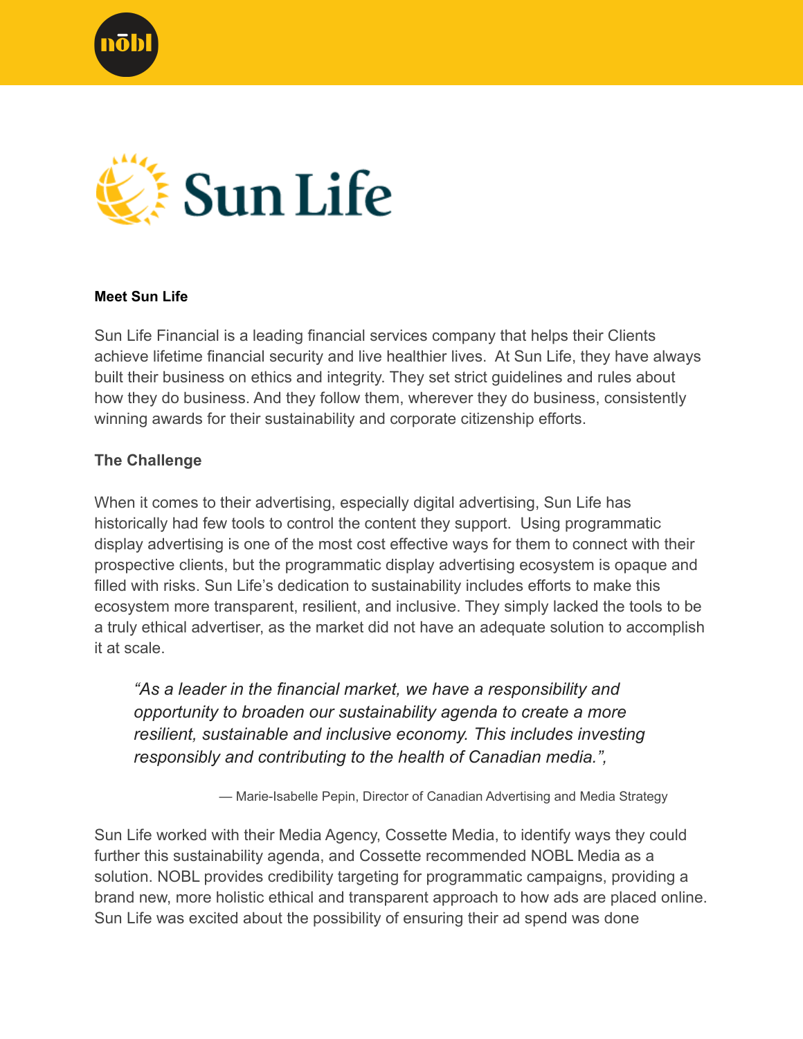**Meet Sun Life**

Sun Life Financial is a leading financial services company that helps their Clients achieve lifetime financial security and live healthier lives. At Sun Life, they have always built their business on ethics and integrity. They set strict guidelines and rules about how they do business. And they follow them, wherever they do business, consistently winning awards for their sustainability and corporate citizenship efforts.

**The Challenge**

When it comes to their advertising, especially digital advertising, Sun Life has historically had few tools to control the content they support. Using programmatic display advertising is one of the most cost effective ways for them to connect with their prospective clients, but the programmatic display advertising ecosystem is opaque and filled with risks. Sun Life's dedication to sustainability includes efforts to make this ecosystem more transparent, resilient, and inclusive. They simply lacked the tools to be a truly ethical advertiser, as the market did not have an adequate solution to accomplish it at scale.

> *"As a leader in the financial market, we have a responsibility and opportunity to broaden our sustainability agenda to create a more resilient, sustainable and inclusive economy. This includes investing responsibly and contributing to the health of Canadian media.",*
>
> — Marie-Isabelle Pepin, Director of Canadian Advertising and Media Strategy

Sun Life worked with their Media Agency, Cossette Media, to identify ways they could further this sustainability agenda, and Cossette recommended NOBL Media as a solution. NOBL provides credibility targeting for programmatic campaigns, providing a brand new, more holistic ethical and transparent approach to how ads are placed online. Sun Life was excited about the possibility of ensuring their ad spend was done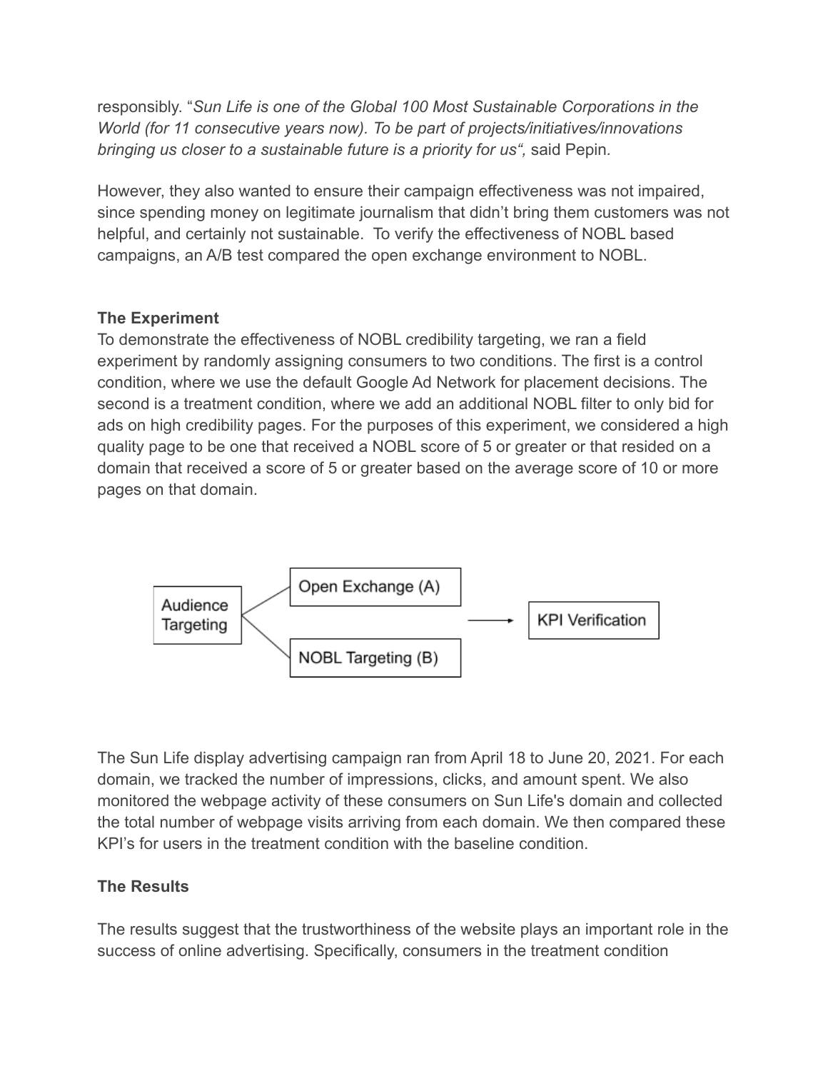responsibly. "*Sun Life is one of the Global 100 Most Sustainable Corporations in the World (for 11 consecutive years now). To be part of projects/initiatives/innovations bringing us closer to a sustainable future is a priority for us",* said Pepin.

However, they also wanted to ensure their campaign effectiveness was not impaired, since spending money on legitimate journalism that didn't bring them customers was not helpful, and certainly not sustainable. To verify the effectiveness of NOBL based campaigns, an A/B test compared the open exchange environment to NOBL.

**The Experiment**

To demonstrate the effectiveness of NOBL credibility targeting, we ran a field experiment by randomly assigning consumers to two conditions. The first is a control condition, where we use the default Google Ad Network for placement decisions. The second is a treatment condition, where we add an additional NOBL filter to only bid for ads on high credibility pages. For the purposes of this experiment, we considered a high quality page to be one that received a NOBL score of 5 or greater or that resided on a domain that received a score of 5 or greater based on the average score of 10 or more pages on that domain.

The Sun Life display advertising campaign ran from April 18 to June 20, 2021. For each domain, we tracked the number of impressions, clicks, and amount spent. We also monitored the webpage activity of these consumers on Sun Life's domain and collected the total number of webpage visits arriving from each domain. We then compared these KPI's for users in the treatment condition with the baseline condition.

**The Results**

The results suggest that the trustworthiness of the website plays an important role in the success of online advertising. Specifically, consumers in the treatment condition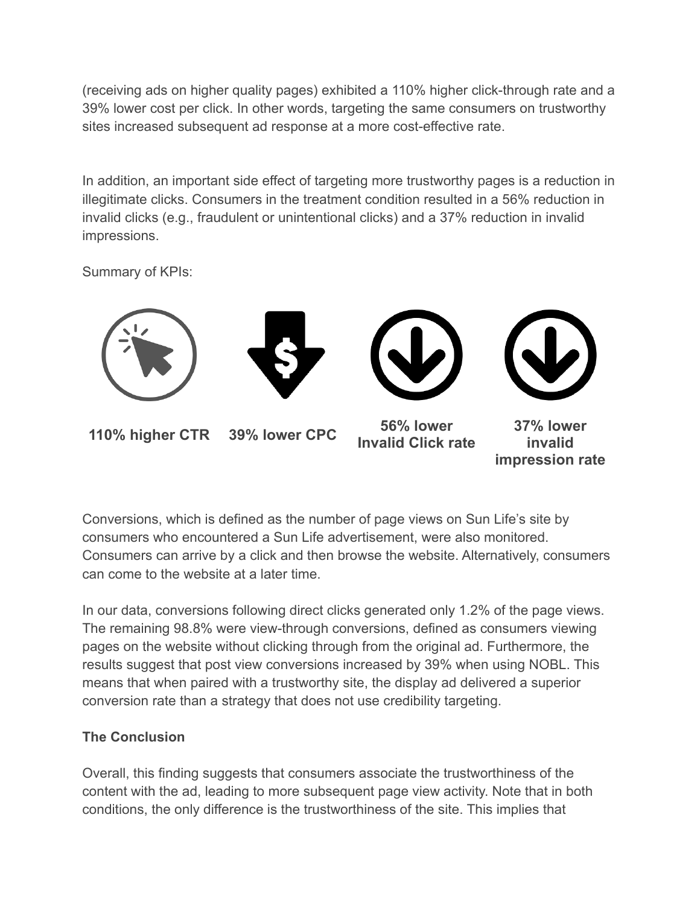(receiving ads on higher quality pages) exhibited a 110% higher click-through rate and a 39% lower cost per click. In other words, targeting the same consumers on trustworthy sites increased subsequent ad response at a more cost-effective rate.

In addition, an important side effect of targeting more trustworthy pages is a reduction in illegitimate clicks. Consumers in the treatment condition resulted in a 56% reduction in invalid clicks (e.g., fraudulent or unintentional clicks) and a 37% reduction in invalid impressions.

Summary of KPIs:

**110% higher CTR**

**39% lower CPC**

**56% lower Invalid Click rate**

**37% lower invalid impression rate**

Conversions, which is defined as the number of page views on Sun Life's site by consumers who encountered a Sun Life advertisement, were also monitored. Consumers can arrive by a click and then browse the website. Alternatively, consumers can come to the website at a later time.

In our data, conversions following direct clicks generated only 1.2% of the page views. The remaining 98.8% were view-through conversions, defined as consumers viewing pages on the website without clicking through from the original ad. Furthermore, the results suggest that post view conversions increased by 39% when using NOBL. This means that when paired with a trustworthy site, the display ad delivered a superior conversion rate than a strategy that does not use credibility targeting.

**The Conclusion**

Overall, this finding suggests that consumers associate the trustworthiness of the content with the ad, leading to more subsequent page view activity. Note that in both conditions, the only difference is the trustworthiness of the site. This implies that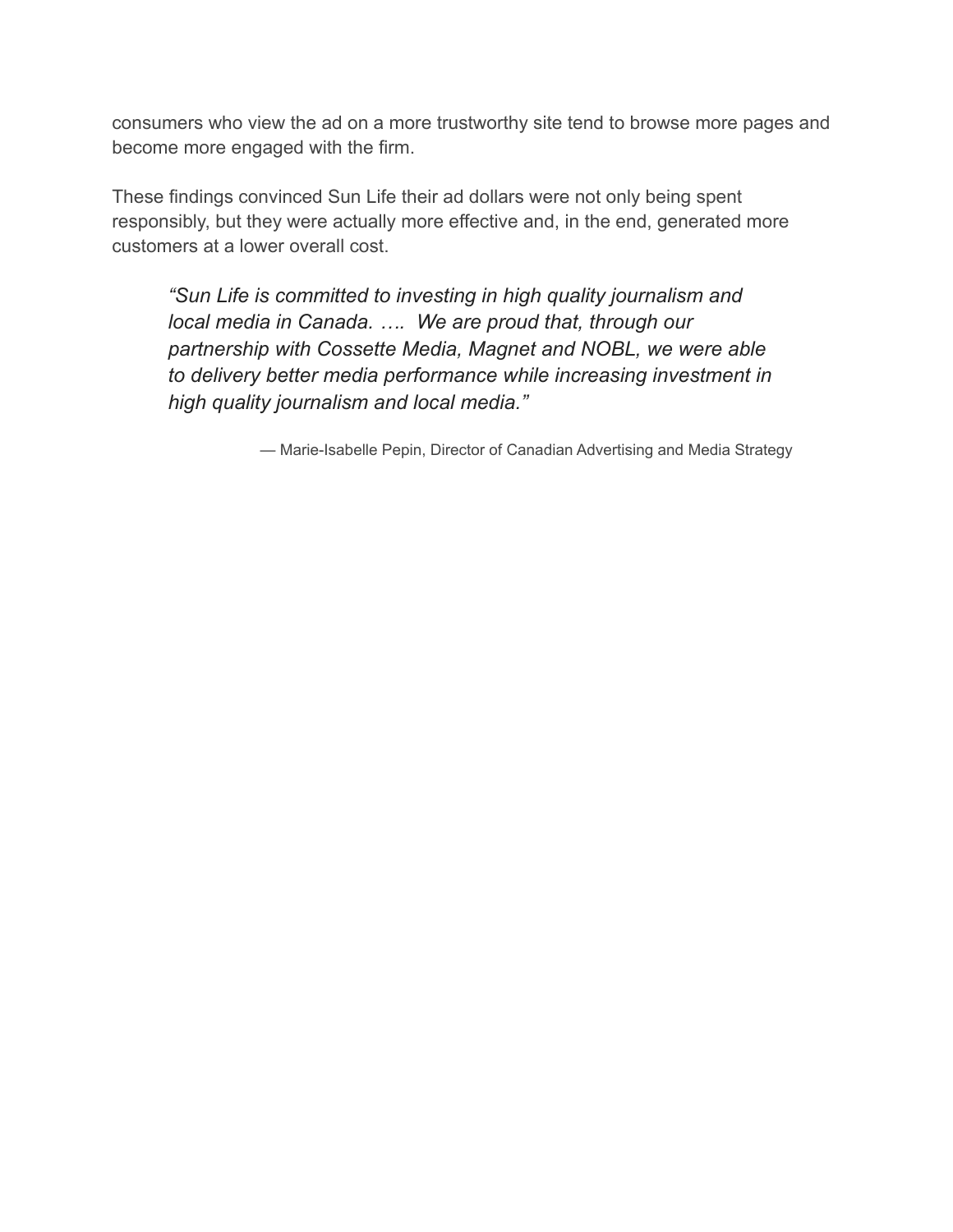consumers who view the ad on a more trustworthy site tend to browse more pages and become more engaged with the firm.

These findings convinced Sun Life their ad dollars were not only being spent responsibly, but they were actually more effective and, in the end, generated more customers at a lower overall cost.

> *"Sun Life is committed to investing in high quality journalism and local media in Canada. …. We are proud that, through our partnership with Cossette Media, Magnet and NOBL, we were able to delivery better media performance while increasing investment in high quality journalism and local media."*
>
> — Marie-Isabelle Pepin, Director of Canadian Advertising and Media Strategy